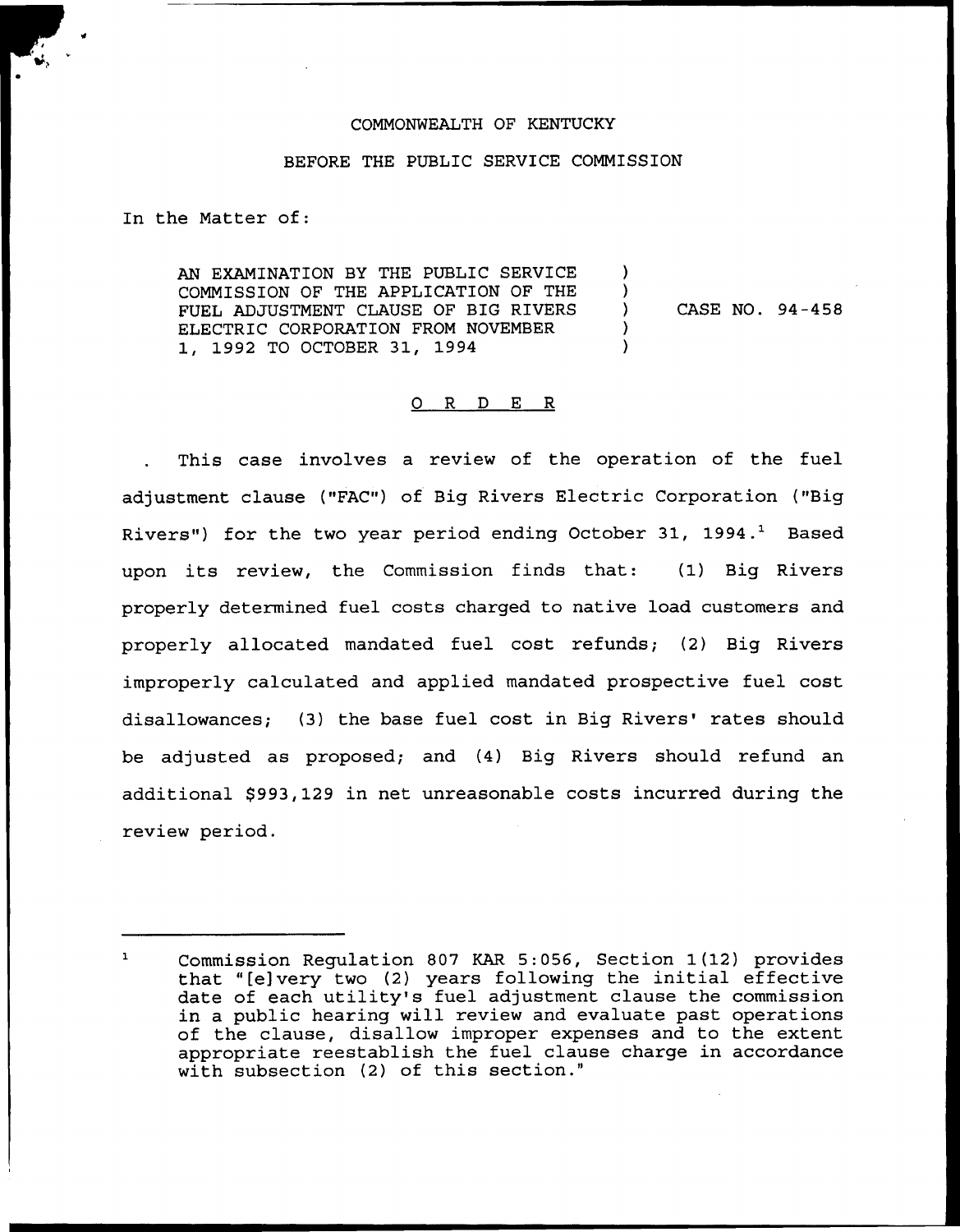COMMONWEALTH OF KENTUCKY

BEFORE THE PUBLIC SERVICE COMMISSION

In the Matter of:

| | | |
|---|---|---|
| AN EXAMINATION BY THE PUBLIC SERVICE COMMISSION OF THE APPLICATION OF THE FUEL ADJUSTMENT CLAUSE OF BIG RIVERS ELECTRIC CORPORATION FROM NOVEMBER 1, 1992 TO OCTOBER 31, 1994 | ) ) ) ) ) | CASE NO. 94-458 |

O R D E R

This case involves a review of the operation of the fuel adjustment clause ("FAC") of Big Rivers Electric Corporation ("Big Rivers") for the two year period ending October 31, 1994.[1] Based upon its review, the Commission finds that: (1) Big Rivers properly determined fuel costs charged to native load customers and properly allocated mandated fuel cost refunds; (2) Big Rivers improperly calculated and applied mandated prospective fuel cost disallowances; (3) the base fuel cost in Big Rivers' rates should be adjusted as proposed; and (4) Big Rivers should refund an additional $993,129 in net unreasonable costs incurred during the review period.

---

[1] Commission Regulation 807 KAR 5:056, Section 1(12) provides that "[e]very two (2) years following the initial effective date of each utility's fuel adjustment clause the commission in a public hearing will review and evaluate past operations of the clause, disallow improper expenses and to the extent appropriate reestablish the fuel clause charge in accordance with subsection (2) of this section."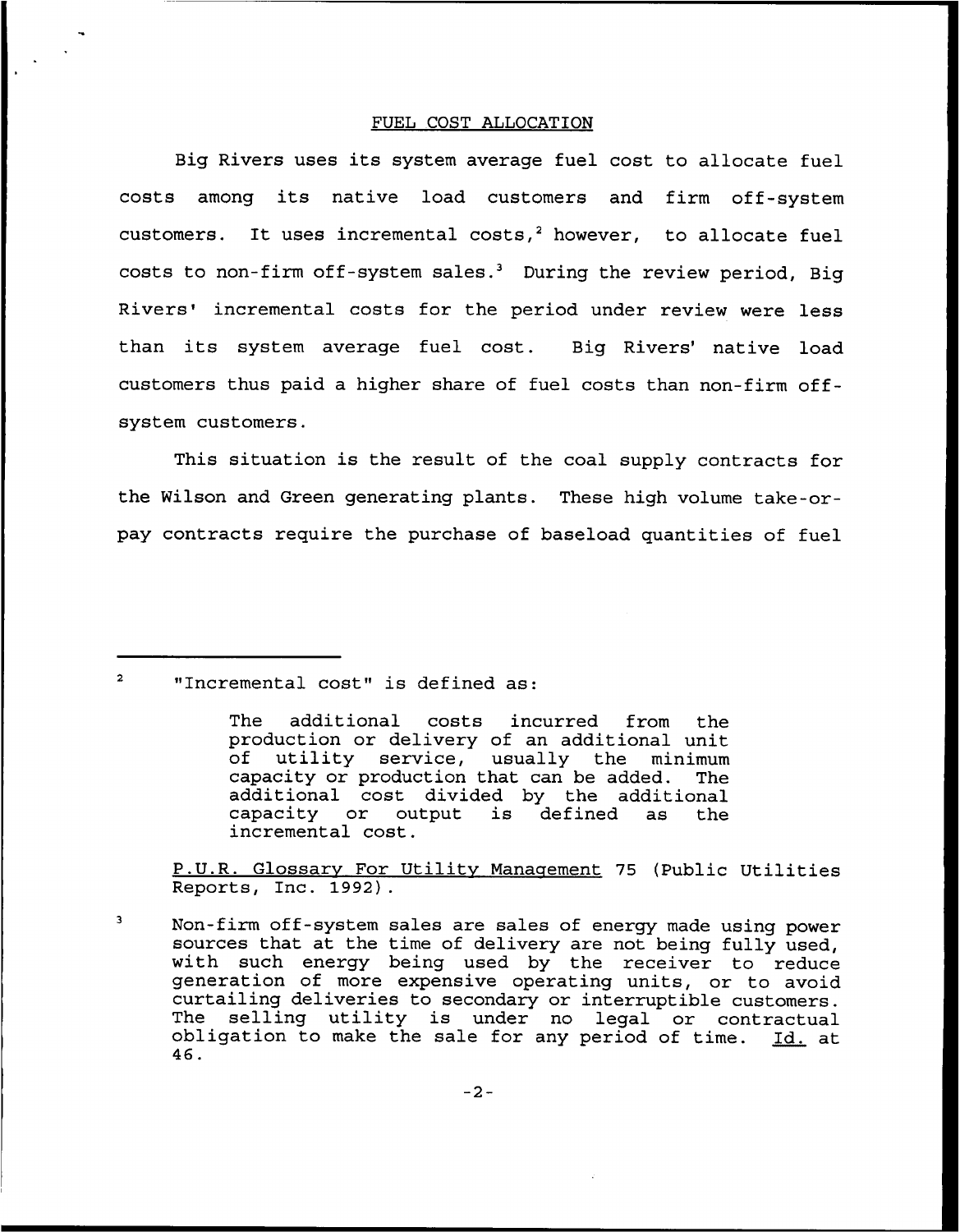FUEL COST ALLOCATION

Big Rivers uses its system average fuel cost to allocate fuel costs among its native load customers and firm off-system customers. It uses incremental costs,[2] however, to allocate fuel costs to non-firm off-system sales.[3] During the review period, Big Rivers' incremental costs for the period under review were less than its system average fuel cost. Big Rivers' native load customers thus paid a higher share of fuel costs than non-firm off-system customers.

This situation is the result of the coal supply contracts for the Wilson and Green generating plants. These high volume take-or-pay contracts require the purchase of baseload quantities of fuel

---

[2] "Incremental cost" is defined as:

> The additional costs incurred from the production or delivery of an additional unit of utility service, usually the minimum capacity or production that can be added. The additional cost divided by the additional capacity or output is defined as the incremental cost.

<u>P.U.R. Glossary For Utility Management</u> 75 (Public Utilities Reports, Inc. 1992).

[3] Non-firm off-system sales are sales of energy made using power sources that at the time of delivery are not being fully used, with such energy being used by the receiver to reduce generation of more expensive operating units, or to avoid curtailing deliveries to secondary or interruptible customers. The selling utility is under no legal or contractual obligation to make the sale for any period of time. <u>Id.</u> at 46.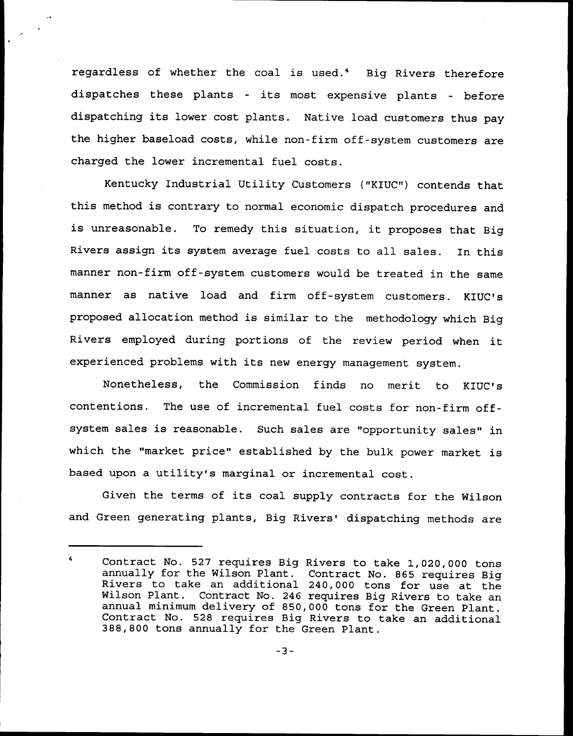regardless of whether the coal is used.[4] Big Rivers therefore dispatches these plants - its most expensive plants - before dispatching its lower cost plants. Native load customers thus pay the higher baseload costs, while non-firm off-system customers are charged the lower incremental fuel costs.

Kentucky Industrial Utility Customers ("KIUC") contends that this method is contrary to normal economic dispatch procedures and is unreasonable. To remedy this situation, it proposes that Big Rivers assign its system average fuel costs to all sales. In this manner non-firm off-system customers would be treated in the same manner as native load and firm off-system customers. KIUC's proposed allocation method is similar to the methodology which Big Rivers employed during portions of the review period when it experienced problems with its new energy management system.

Nonetheless, the Commission finds no merit to KIUC's contentions. The use of incremental fuel costs for non-firm off-system sales is reasonable. Such sales are "opportunity sales" in which the "market price" established by the bulk power market is based upon a utility's marginal or incremental cost.

Given the terms of its coal supply contracts for the Wilson and Green generating plants, Big Rivers' dispatching methods are

---

[4] Contract No. 527 requires Big Rivers to take 1,020,000 tons annually for the Wilson Plant. Contract No. 865 requires Big Rivers to take an additional 240,000 tons for use at the Wilson Plant. Contract No. 246 requires Big Rivers to take an annual minimum delivery of 850,000 tons for the Green Plant. Contract No. 528 requires Big Rivers to take an additional 388,800 tons annually for the Green Plant.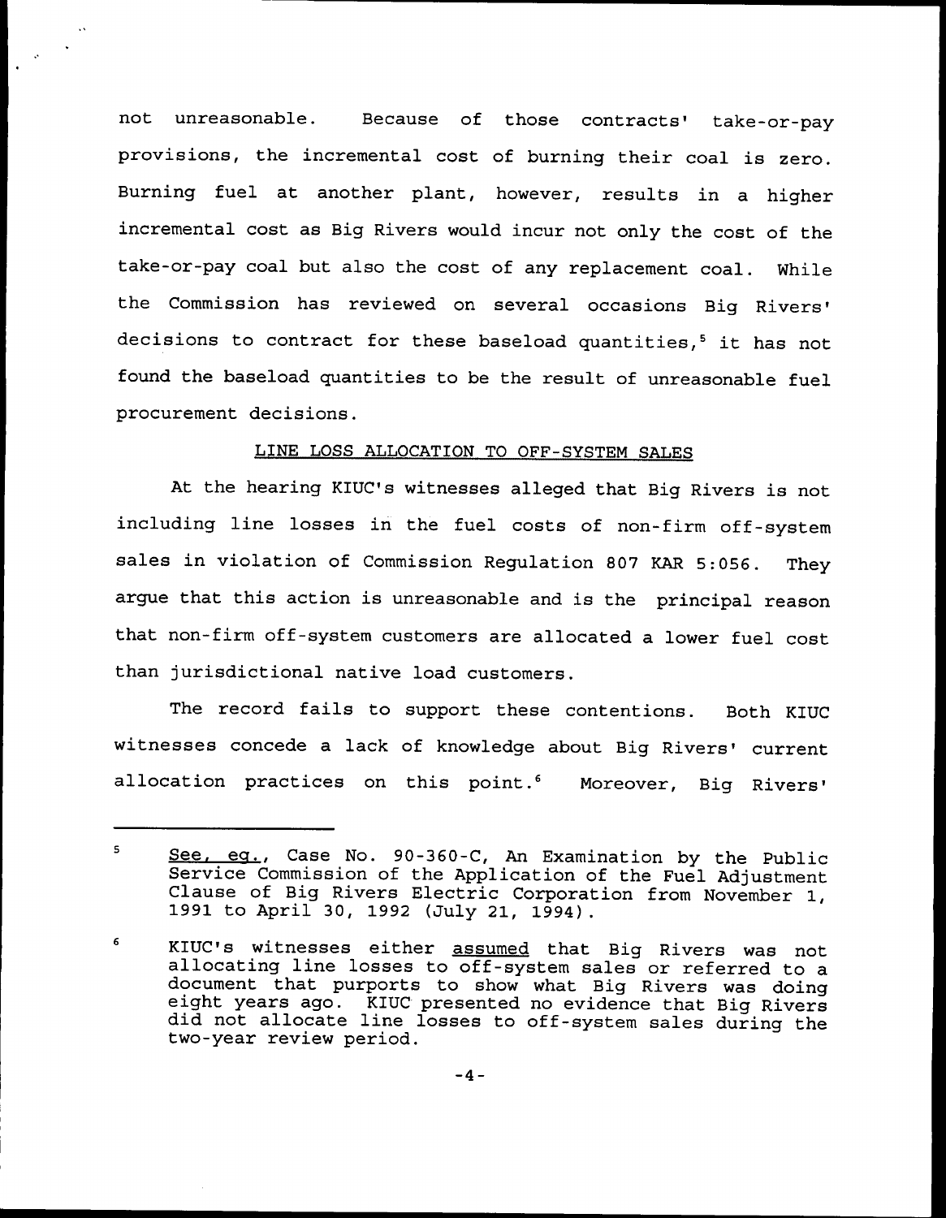not unreasonable. Because of those contracts' take-or-pay provisions, the incremental cost of burning their coal is zero. Burning fuel at another plant, however, results in a higher incremental cost as Big Rivers would incur not only the cost of the take-or-pay coal but also the cost of any replacement coal. While the Commission has reviewed on several occasions Big Rivers' decisions to contract for these baseload quantities,[5] it has not found the baseload quantities to be the result of unreasonable fuel procurement decisions.

## LINE LOSS ALLOCATION TO OFF-SYSTEM SALES

At the hearing KIUC's witnesses alleged that Big Rivers is not including line losses in the fuel costs of non-firm off-system sales in violation of Commission Regulation 807 KAR 5:056. They argue that this action is unreasonable and is the principal reason that non-firm off-system customers are allocated a lower fuel cost than jurisdictional native load customers.

The record fails to support these contentions. Both KIUC witnesses concede a lack of knowledge about Big Rivers' current allocation practices on this point.[6] Moreover, Big Rivers'

---

[5] See, eg., Case No. 90-360-C, An Examination by the Public Service Commission of the Application of the Fuel Adjustment Clause of Big Rivers Electric Corporation from November 1, 1991 to April 30, 1992 (July 21, 1994).

[6] KIUC's witnesses either assumed that Big Rivers was not allocating line losses to off-system sales or referred to a document that purports to show what Big Rivers was doing eight years ago. KIUC presented no evidence that Big Rivers did not allocate line losses to off-system sales during the two-year review period.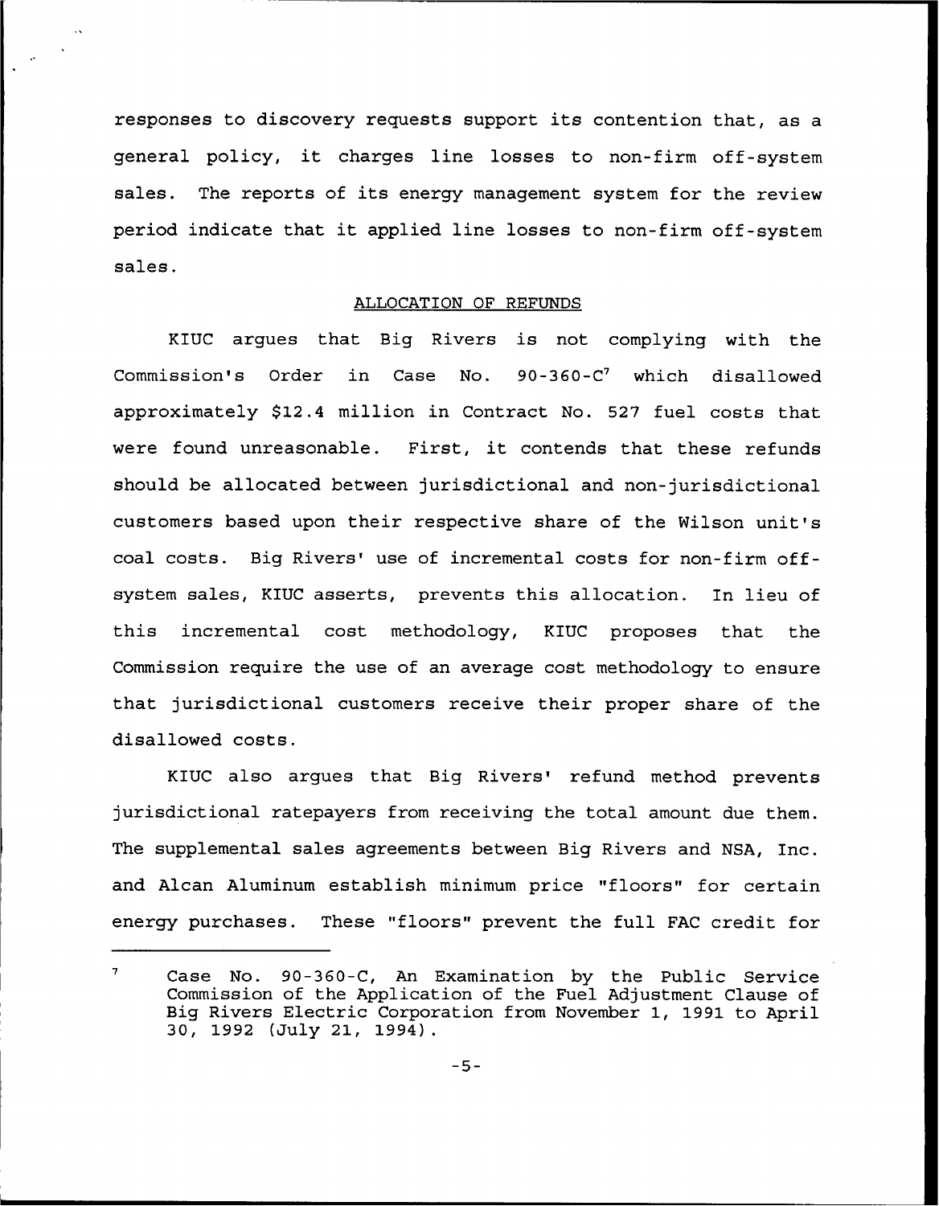responses to discovery requests support its contention that, as a general policy, it charges line losses to non-firm off-system sales. The reports of its energy management system for the review period indicate that it applied line losses to non-firm off-system sales.

## ALLOCATION OF REFUNDS

KIUC argues that Big Rivers is not complying with the Commission's Order in Case No. 90-360-C[7] which disallowed approximately $12.4 million in Contract No. 527 fuel costs that were found unreasonable. First, it contends that these refunds should be allocated between jurisdictional and non-jurisdictional customers based upon their respective share of the Wilson unit's coal costs. Big Rivers' use of incremental costs for non-firm off-system sales, KIUC asserts, prevents this allocation. In lieu of this incremental cost methodology, KIUC proposes that the Commission require the use of an average cost methodology to ensure that jurisdictional customers receive their proper share of the disallowed costs.

KIUC also argues that Big Rivers' refund method prevents jurisdictional ratepayers from receiving the total amount due them. The supplemental sales agreements between Big Rivers and NSA, Inc. and Alcan Aluminum establish minimum price "floors" for certain energy purchases. These "floors" prevent the full FAC credit for

---

[7] Case No. 90-360-C, An Examination by the Public Service Commission of the Application of the Fuel Adjustment Clause of Big Rivers Electric Corporation from November 1, 1991 to April 30, 1992 (July 21, 1994).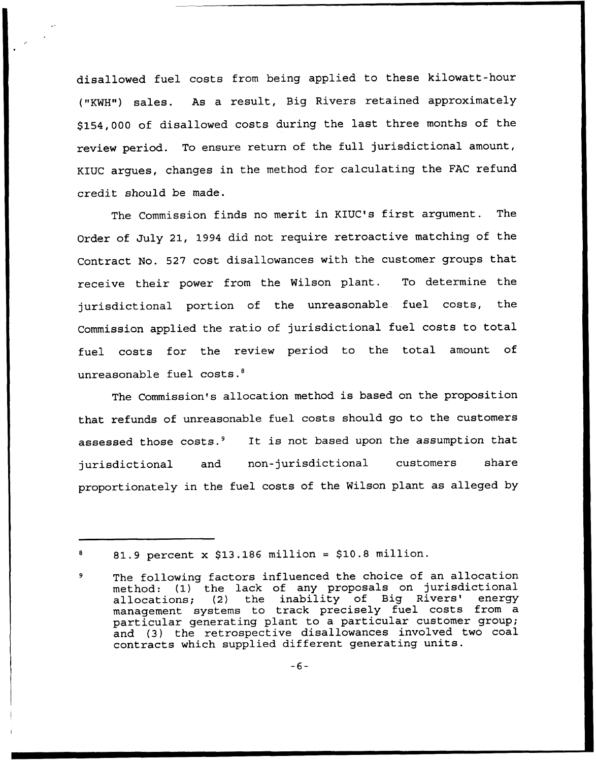disallowed fuel costs from being applied to these kilowatt-hour ("KWH") sales. As a result, Big Rivers retained approximately $154,000 of disallowed costs during the last three months of the review period. To ensure return of the full jurisdictional amount, KIUC argues, changes in the method for calculating the FAC refund credit should be made.

The Commission finds no merit in KIUC's first argument. The Order of July 21, 1994 did not require retroactive matching of the Contract No. 527 cost disallowances with the customer groups that receive their power from the Wilson plant. To determine the jurisdictional portion of the unreasonable fuel costs, the Commission applied the ratio of jurisdictional fuel costs to total fuel costs for the review period to the total amount of unreasonable fuel costs.[8]

The Commission's allocation method is based on the proposition that refunds of unreasonable fuel costs should go to the customers assessed those costs.[9] It is not based upon the assumption that jurisdictional and non-jurisdictional customers share proportionately in the fuel costs of the Wilson plant as alleged by

---

[8] 81.9 percent x $13.186 million = $10.8 million.

[9] The following factors influenced the choice of an allocation method: (1) the lack of any proposals on jurisdictional allocations; (2) the inability of Big Rivers' energy management systems to track precisely fuel costs from a particular generating plant to a particular customer group; and (3) the retrospective disallowances involved two coal contracts which supplied different generating units.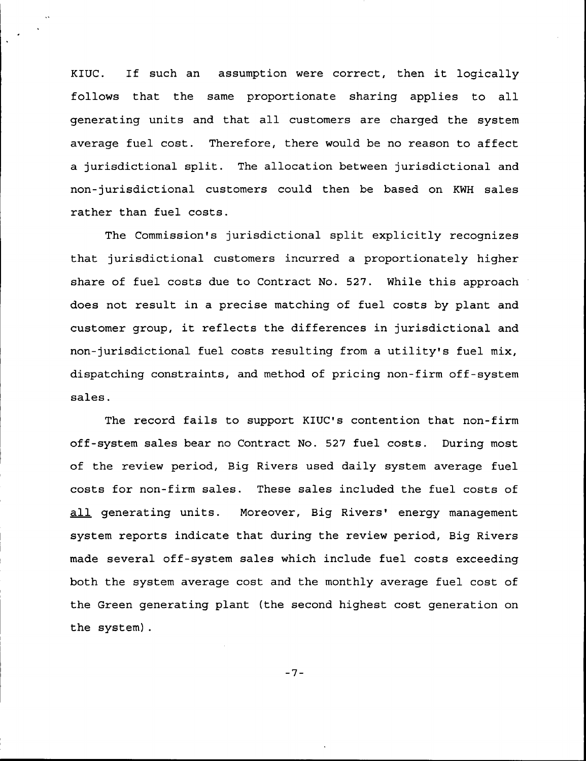KIUC. If such an assumption were correct, then it logically follows that the same proportionate sharing applies to all generating units and that all customers are charged the system average fuel cost. Therefore, there would be no reason to affect a jurisdictional split. The allocation between jurisdictional and non-jurisdictional customers could then be based on KWH sales rather than fuel costs.

The Commission's jurisdictional split explicitly recognizes that jurisdictional customers incurred a proportionately higher share of fuel costs due to Contract No. 527. While this approach does not result in a precise matching of fuel costs by plant and customer group, it reflects the differences in jurisdictional and non-jurisdictional fuel costs resulting from a utility's fuel mix, dispatching constraints, and method of pricing non-firm off-system sales.

The record fails to support KIUC's contention that non-firm off-system sales bear no Contract No. 527 fuel costs. During most of the review period, Big Rivers used daily system average fuel costs for non-firm sales. These sales included the fuel costs of <u>all</u> generating units. Moreover, Big Rivers' energy management system reports indicate that during the review period, Big Rivers made several off-system sales which include fuel costs exceeding both the system average cost and the monthly average fuel cost of the Green generating plant (the second highest cost generation on the system).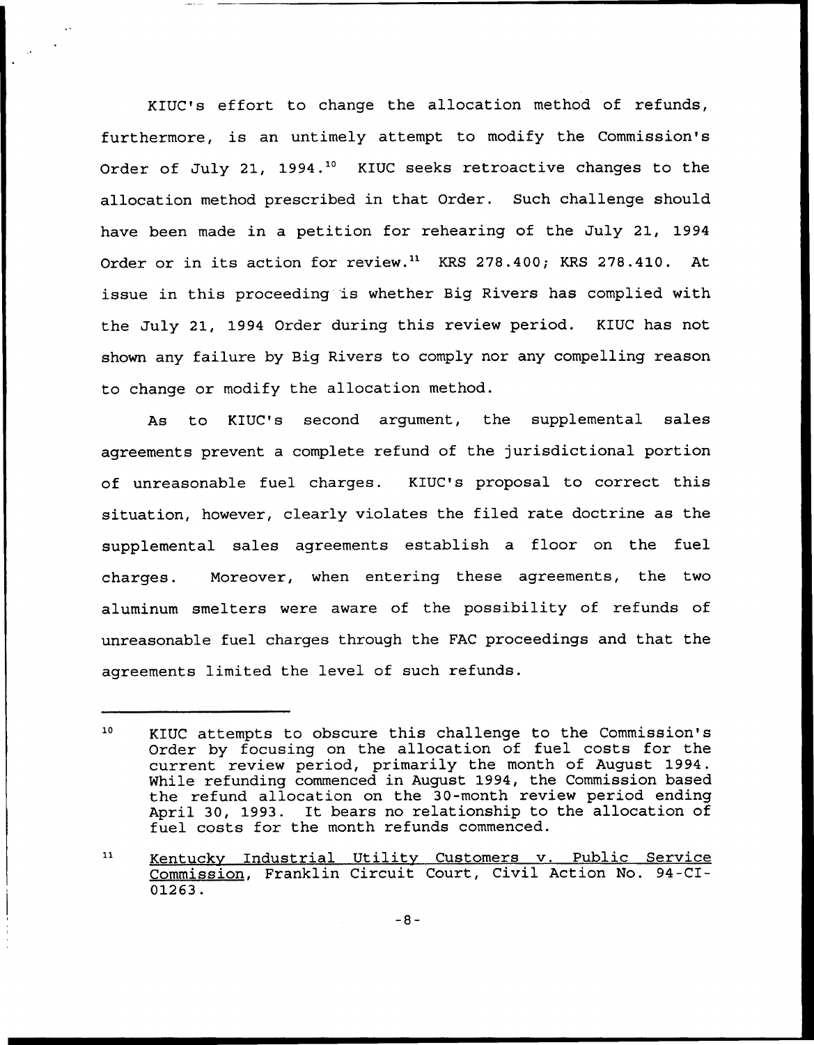KIUC's effort to change the allocation method of refunds, furthermore, is an untimely attempt to modify the Commission's Order of July 21, 1994.[10] KIUC seeks retroactive changes to the allocation method prescribed in that Order. Such challenge should have been made in a petition for rehearing of the July 21, 1994 Order or in its action for review.[11] KRS 278.400; KRS 278.410. At issue in this proceeding is whether Big Rivers has complied with the July 21, 1994 Order during this review period. KIUC has not shown any failure by Big Rivers to comply nor any compelling reason to change or modify the allocation method.

As to KIUC's second argument, the supplemental sales agreements prevent a complete refund of the jurisdictional portion of unreasonable fuel charges. KIUC's proposal to correct this situation, however, clearly violates the filed rate doctrine as the supplemental sales agreements establish a floor on the fuel charges. Moreover, when entering these agreements, the two aluminum smelters were aware of the possibility of refunds of unreasonable fuel charges through the FAC proceedings and that the agreements limited the level of such refunds.

---

[10] KIUC attempts to obscure this challenge to the Commission's Order by focusing on the allocation of fuel costs for the current review period, primarily the month of August 1994. While refunding commenced in August 1994, the Commission based the refund allocation on the 30-month review period ending April 30, 1993. It bears no relationship to the allocation of fuel costs for the month refunds commenced.

[11] Kentucky Industrial Utility Customers v. Public Service Commission, Franklin Circuit Court, Civil Action No. 94-CI-01263.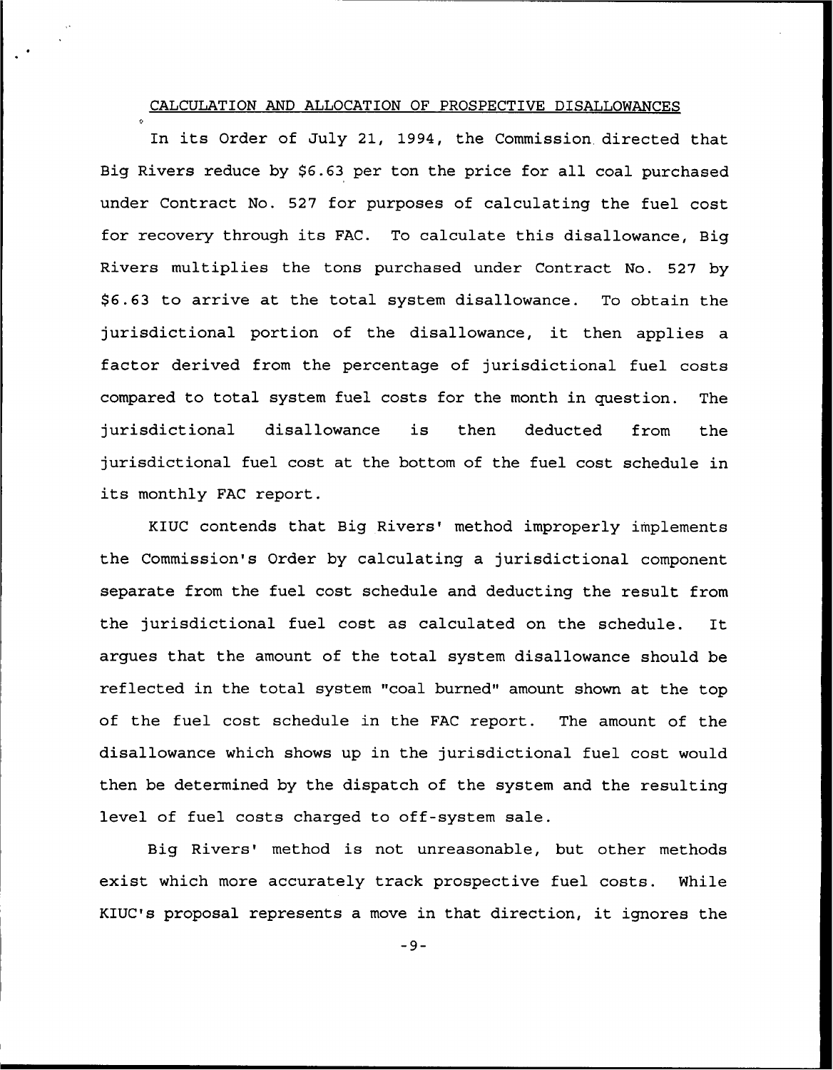## CALCULATION AND ALLOCATION OF PROSPECTIVE DISALLOWANCES

In its Order of July 21, 1994, the Commission directed that Big Rivers reduce by $6.63 per ton the price for all coal purchased under Contract No. 527 for purposes of calculating the fuel cost for recovery through its FAC. To calculate this disallowance, Big Rivers multiplies the tons purchased under Contract No. 527 by $6.63 to arrive at the total system disallowance. To obtain the jurisdictional portion of the disallowance, it then applies a factor derived from the percentage of jurisdictional fuel costs compared to total system fuel costs for the month in question. The jurisdictional disallowance is then deducted from the jurisdictional fuel cost at the bottom of the fuel cost schedule in its monthly FAC report.

KIUC contends that Big Rivers' method improperly implements the Commission's Order by calculating a jurisdictional component separate from the fuel cost schedule and deducting the result from the jurisdictional fuel cost as calculated on the schedule. It argues that the amount of the total system disallowance should be reflected in the total system "coal burned" amount shown at the top of the fuel cost schedule in the FAC report. The amount of the disallowance which shows up in the jurisdictional fuel cost would then be determined by the dispatch of the system and the resulting level of fuel costs charged to off-system sale.

Big Rivers' method is not unreasonable, but other methods exist which more accurately track prospective fuel costs. While KIUC's proposal represents a move in that direction, it ignores the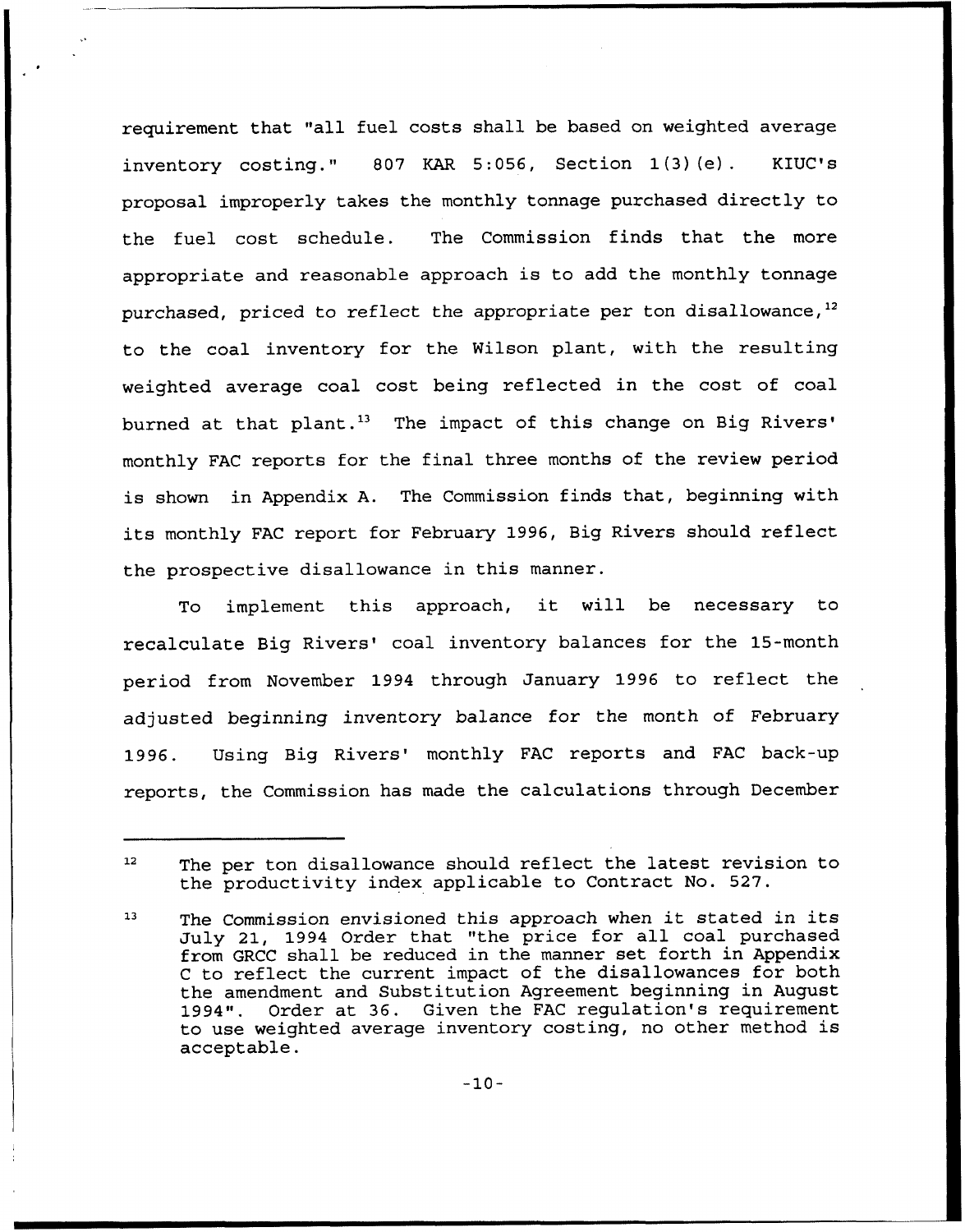requirement that "all fuel costs shall be based on weighted average inventory costing." 807 KAR 5:056, Section 1(3)(e). KIUC's proposal improperly takes the monthly tonnage purchased directly to the fuel cost schedule. The Commission finds that the more appropriate and reasonable approach is to add the monthly tonnage purchased, priced to reflect the appropriate per ton disallowance,[12] to the coal inventory for the Wilson plant, with the resulting weighted average coal cost being reflected in the cost of coal burned at that plant.[13] The impact of this change on Big Rivers' monthly FAC reports for the final three months of the review period is shown in Appendix A. The Commission finds that, beginning with its monthly FAC report for February 1996, Big Rivers should reflect the prospective disallowance in this manner.

To implement this approach, it will be necessary to recalculate Big Rivers' coal inventory balances for the 15-month period from November 1994 through January 1996 to reflect the adjusted beginning inventory balance for the month of February 1996. Using Big Rivers' monthly FAC reports and FAC back-up reports, the Commission has made the calculations through December

---

[12] The per ton disallowance should reflect the latest revision to the productivity index applicable to Contract No. 527.

[13] The Commission envisioned this approach when it stated in its July 21, 1994 Order that "the price for all coal purchased from GRCC shall be reduced in the manner set forth in Appendix C to reflect the current impact of the disallowances for both the amendment and Substitution Agreement beginning in August 1994". Order at 36. Given the FAC regulation's requirement to use weighted average inventory costing, no other method is acceptable.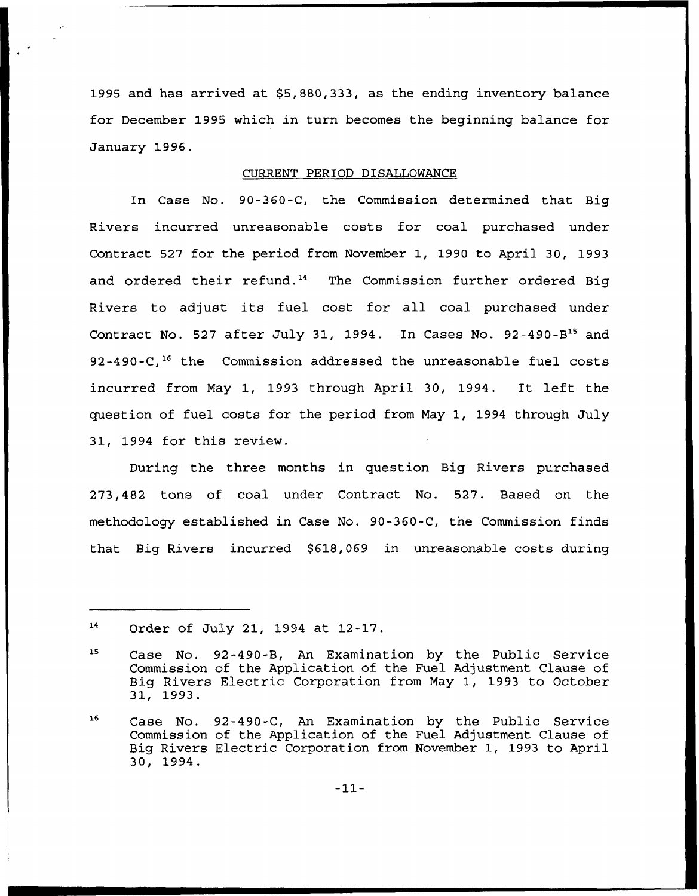1995 and has arrived at $5,880,333, as the ending inventory balance for December 1995 which in turn becomes the beginning balance for January 1996.

## CURRENT PERIOD DISALLOWANCE

In Case No. 90-360-C, the Commission determined that Big Rivers incurred unreasonable costs for coal purchased under Contract 527 for the period from November 1, 1990 to April 30, 1993 and ordered their refund.[14] The Commission further ordered Big Rivers to adjust its fuel cost for all coal purchased under Contract No. 527 after July 31, 1994. In Cases No. 92-490-B[15] and 92-490-C,[16] the Commission addressed the unreasonable fuel costs incurred from May 1, 1993 through April 30, 1994. It left the question of fuel costs for the period from May 1, 1994 through July 31, 1994 for this review.

During the three months in question Big Rivers purchased 273,482 tons of coal under Contract No. 527. Based on the methodology established in Case No. 90-360-C, the Commission finds that Big Rivers incurred $618,069 in unreasonable costs during

---

[14] Order of July 21, 1994 at 12-17.

[15] Case No. 92-490-B, An Examination by the Public Service Commission of the Application of the Fuel Adjustment Clause of Big Rivers Electric Corporation from May 1, 1993 to October 31, 1993.

[16] Case No. 92-490-C, An Examination by the Public Service Commission of the Application of the Fuel Adjustment Clause of Big Rivers Electric Corporation from November 1, 1993 to April 30, 1994.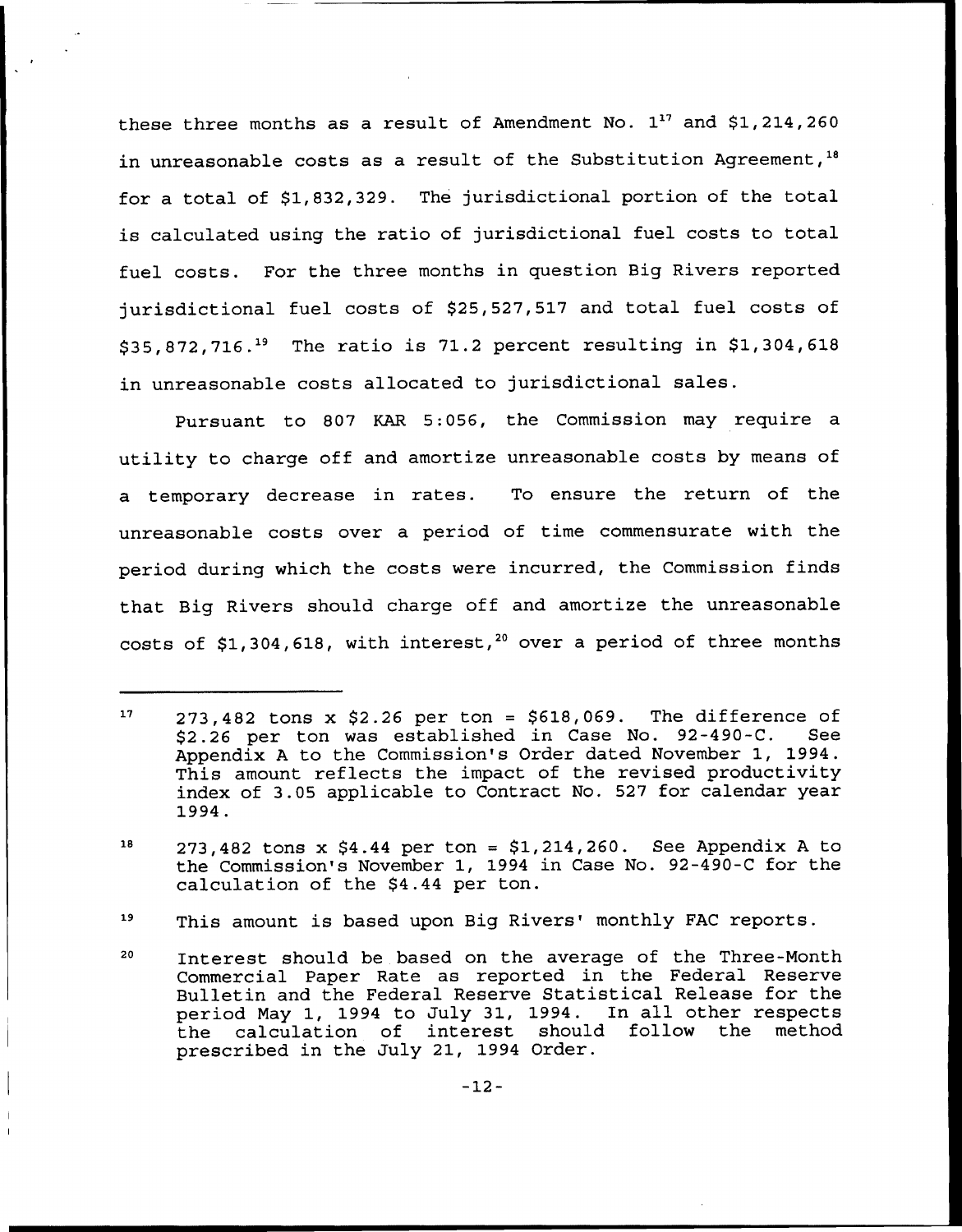these three months as a result of Amendment No. 1[17] and $1,214,260 in unreasonable costs as a result of the Substitution Agreement,[18] for a total of $1,832,329. The jurisdictional portion of the total is calculated using the ratio of jurisdictional fuel costs to total fuel costs. For the three months in question Big Rivers reported jurisdictional fuel costs of $25,527,517 and total fuel costs of $35,872,716.[19] The ratio is 71.2 percent resulting in $1,304,618 in unreasonable costs allocated to jurisdictional sales.

Pursuant to 807 KAR 5:056, the Commission may require a utility to charge off and amortize unreasonable costs by means of a temporary decrease in rates. To ensure the return of the unreasonable costs over a period of time commensurate with the period during which the costs were incurred, the Commission finds that Big Rivers should charge off and amortize the unreasonable costs of $1,304,618, with interest,[20] over a period of three months

---

[17] 273,482 tons x $2.26 per ton = $618,069. The difference of $2.26 per ton was established in Case No. 92-490-C. See Appendix A to the Commission's Order dated November 1, 1994. This amount reflects the impact of the revised productivity index of 3.05 applicable to Contract No. 527 for calendar year 1994.

[18] 273,482 tons x $4.44 per ton = $1,214,260. See Appendix A to the Commission's November 1, 1994 in Case No. 92-490-C for the calculation of the $4.44 per ton.

[19] This amount is based upon Big Rivers' monthly FAC reports.

[20] Interest should be based on the average of the Three-Month Commercial Paper Rate as reported in the Federal Reserve Bulletin and the Federal Reserve Statistical Release for the period May 1, 1994 to July 31, 1994. In all other respects the calculation of interest should follow the method prescribed in the July 21, 1994 Order.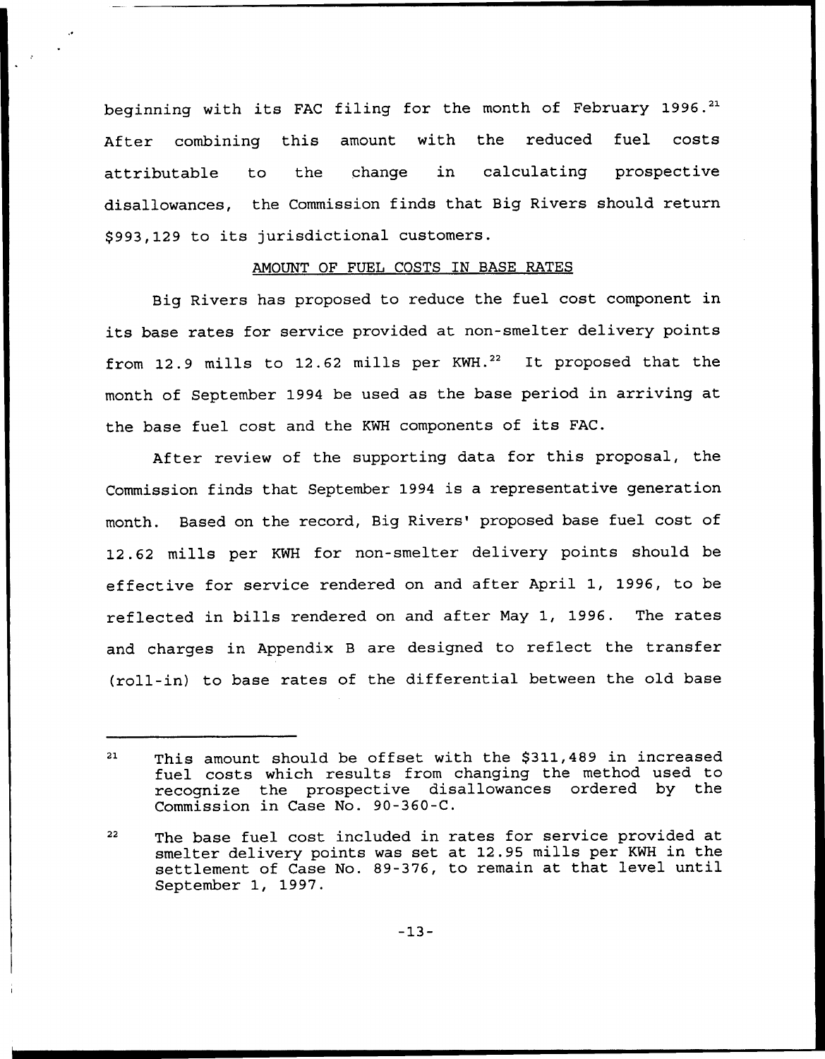beginning with its FAC filing for the month of February 1996.[21] After combining this amount with the reduced fuel costs attributable to the change in calculating prospective disallowances, the Commission finds that Big Rivers should return $993,129 to its jurisdictional customers.

## AMOUNT OF FUEL COSTS IN BASE RATES

Big Rivers has proposed to reduce the fuel cost component in its base rates for service provided at non-smelter delivery points from 12.9 mills to 12.62 mills per KWH.[22] It proposed that the month of September 1994 be used as the base period in arriving at the base fuel cost and the KWH components of its FAC.

After review of the supporting data for this proposal, the Commission finds that September 1994 is a representative generation month. Based on the record, Big Rivers' proposed base fuel cost of 12.62 mills per KWH for non-smelter delivery points should be effective for service rendered on and after April 1, 1996, to be reflected in bills rendered on and after May 1, 1996. The rates and charges in Appendix B are designed to reflect the transfer (roll-in) to base rates of the differential between the old base

---

[21] This amount should be offset with the $311,489 in increased fuel costs which results from changing the method used to recognize the prospective disallowances ordered by the Commission in Case No. 90-360-C.

[22] The base fuel cost included in rates for service provided at smelter delivery points was set at 12.95 mills per KWH in the settlement of Case No. 89-376, to remain at that level until September 1, 1997.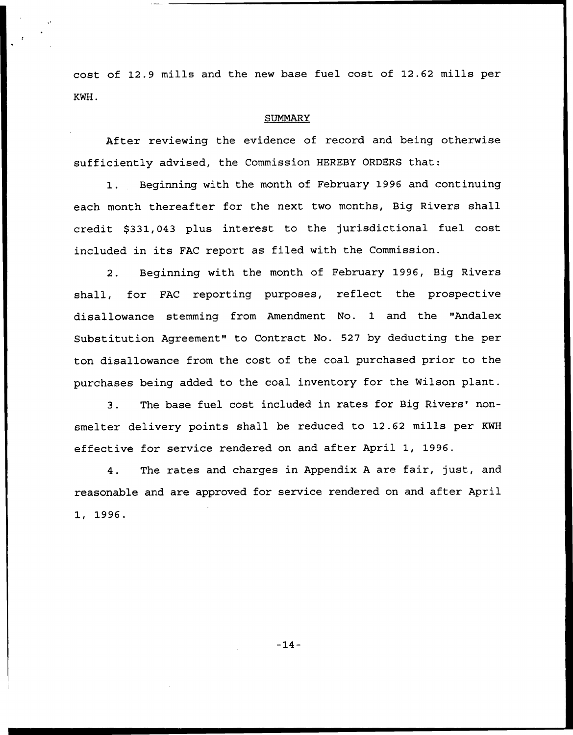cost of 12.9 mills and the new base fuel cost of 12.62 mills per KWH.

## SUMMARY

After reviewing the evidence of record and being otherwise sufficiently advised, the Commission HEREBY ORDERS that:

1. Beginning with the month of February 1996 and continuing each month thereafter for the next two months, Big Rivers shall credit $331,043 plus interest to the jurisdictional fuel cost included in its FAC report as filed with the Commission.

2. Beginning with the month of February 1996, Big Rivers shall, for FAC reporting purposes, reflect the prospective disallowance stemming from Amendment No. 1 and the "Andalex Substitution Agreement" to Contract No. 527 by deducting the per ton disallowance from the cost of the coal purchased prior to the purchases being added to the coal inventory for the Wilson plant.

3. The base fuel cost included in rates for Big Rivers' non-smelter delivery points shall be reduced to 12.62 mills per KWH effective for service rendered on and after April 1, 1996.

4. The rates and charges in Appendix A are fair, just, and reasonable and are approved for service rendered on and after April 1, 1996.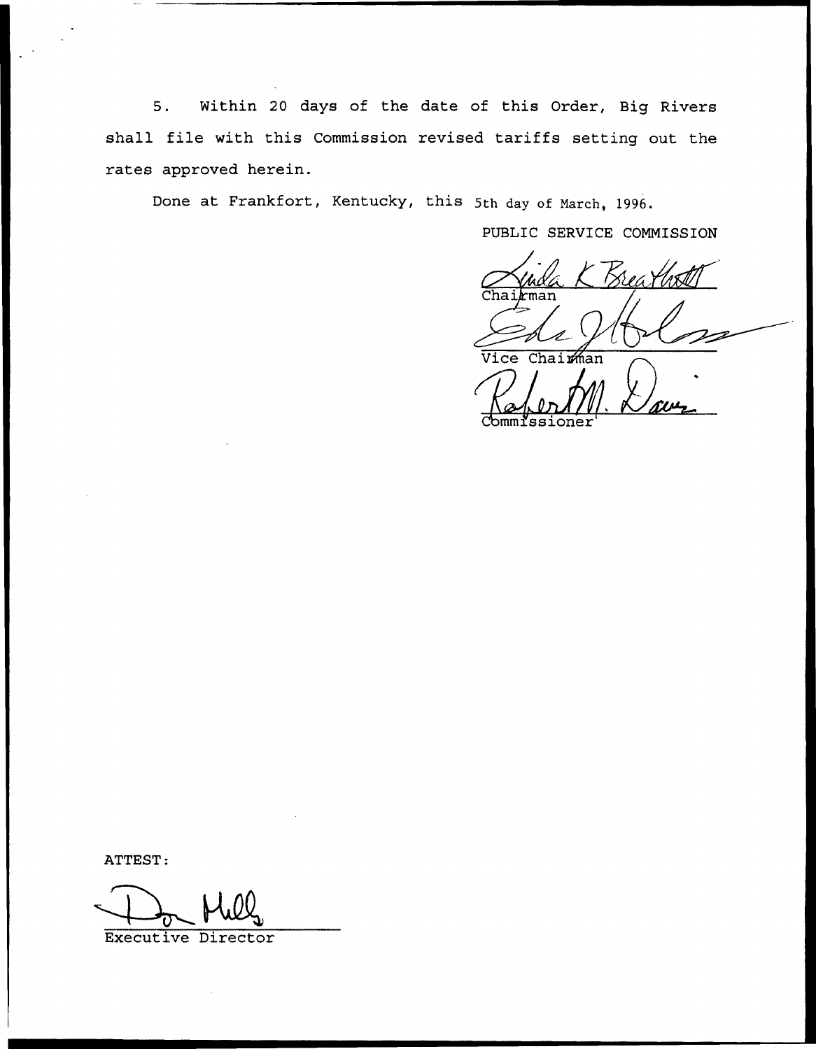5. Within 20 days of the date of this Order, Big Rivers shall file with this Commission revised tariffs setting out the rates approved herein.

Done at Frankfort, Kentucky, this 5th day of March, 1996.

PUBLIC SERVICE COMMISSION

Chairman

Vice Chairman

Commissioner

ATTEST:

Executive Director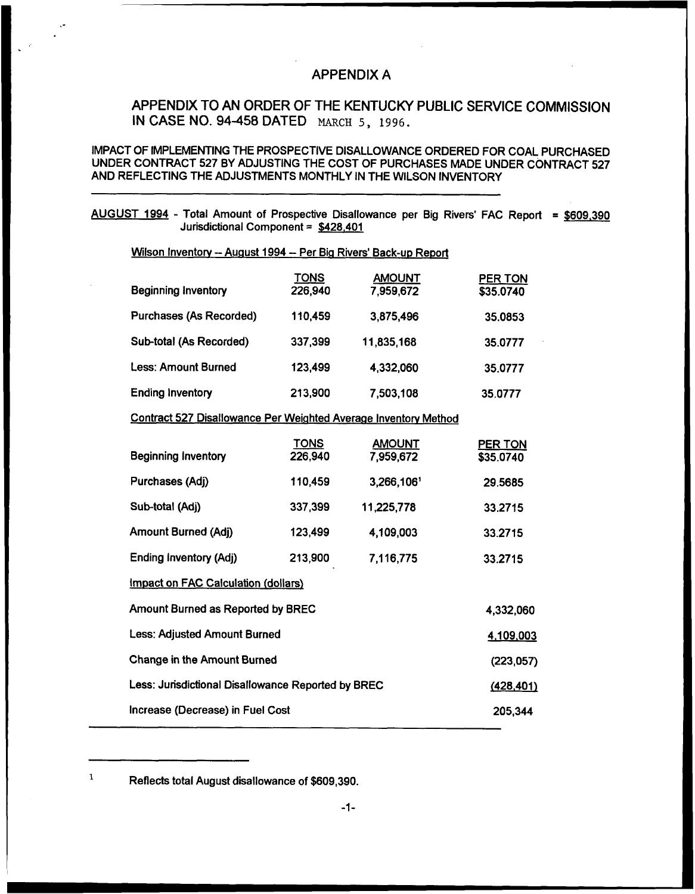# APPENDIX A

## APPENDIX TO AN ORDER OF THE KENTUCKY PUBLIC SERVICE COMMISSION IN CASE NO. 94-458 DATED MARCH 5, 1996.

IMPACT OF IMPLEMENTING THE PROSPECTIVE DISALLOWANCE ORDERED FOR COAL PURCHASED UNDER CONTRACT 527 BY ADJUSTING THE COST OF PURCHASES MADE UNDER CONTRACT 527 AND REFLECTING THE ADJUSTMENTS MONTHLY IN THE WILSON INVENTORY

---

AUGUST 1994 - Total Amount of Prospective Disallowance per Big Rivers' FAC Report = $609,390
Jurisdictional Component = $428,401

Wilson Inventory -- August 1994 -- Per Big Rivers' Back-up Report

| | TONS | AMOUNT | PER TON |
|---|---|---|---|
| Beginning Inventory | 226,940 | 7,959,672 | $35.0740 |
| Purchases (As Recorded) | 110,459 | 3,875,496 | 35.0853 |
| Sub-total (As Recorded) | 337,399 | 11,835,168 | 35.0777 |
| Less: Amount Burned | 123,499 | 4,332,060 | 35.0777 |
| Ending Inventory | 213,900 | 7,503,108 | 35.0777 |

Contract 527 Disallowance Per Weighted Average Inventory Method

| | TONS | AMOUNT | PER TON |
|---|---|---|---|
| Beginning Inventory | 226,940 | 7,959,672 | $35.0740 |
| Purchases (Adj) | 110,459 | 3,266,106[1] | 29.5685 |
| Sub-total (Adj) | 337,399 | 11,225,778 | 33.2715 |
| Amount Burned (Adj) | 123,499 | 4,109,003 | 33.2715 |
| Ending Inventory (Adj) | 213,900 | 7,116,775 | 33.2715 |

Impact on FAC Calculation (dollars)

| | |
|---|---|
| Amount Burned as Reported by BREC | 4,332,060 |
| Less: Adjusted Amount Burned | 4,109,003 |
| Change in the Amount Burned | (223,057) |
| Less: Jurisdictional Disallowance Reported by BREC | (428,401) |
| Increase (Decrease) in Fuel Cost | 205,344 |

---

[1] Reflects total August disallowance of $609,390.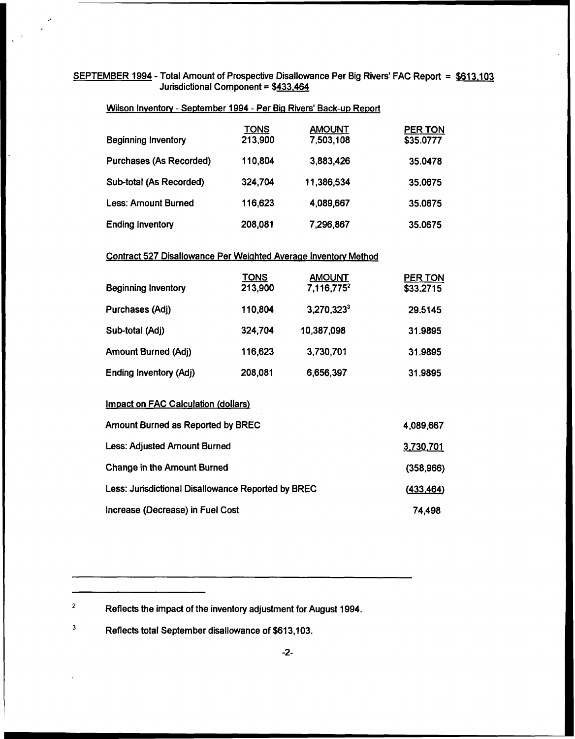SEPTEMBER 1994 - Total Amount of Prospective Disallowance Per Big Rivers' FAC Report = $613,103
Jurisdictional Component = $433,464

Wilson Inventory - September 1994 - Per Big Rivers' Back-up Report

| | TONS | AMOUNT | PER TON |
|---|---|---|---|
| Beginning Inventory | 213,900 | 7,503,108 | $35.0777 |
| Purchases (As Recorded) | 110,804 | 3,883,426 | 35.0478 |
| Sub-total (As Recorded) | 324,704 | 11,386,534 | 35.0675 |
| Less: Amount Burned | 116,623 | 4,089,667 | 35.0675 |
| Ending Inventory | 208,081 | 7,296,867 | 35.0675 |

Contract 527 Disallowance Per Weighted Average Inventory Method

| | TONS | AMOUNT | PER TON |
|---|---|---|---|
| Beginning Inventory | 213,900 | 7,116,775[2] | $33.2715 |
| Purchases (Adj) | 110,804 | 3,270,323[3] | 29.5145 |
| Sub-total (Adj) | 324,704 | 10,387,098 | 31.9895 |
| Amount Burned (Adj) | 116,623 | 3,730,701 | 31.9895 |
| Ending Inventory (Adj) | 208,081 | 6,656,397 | 31.9895 |

Impact on FAC Calculation (dollars)

| | |
|---|---|
| Amount Burned as Reported by BREC | 4,089,667 |
| Less: Adjusted Amount Burned | 3,730,701 |
| Change in the Amount Burned | (358,966) |
| Less: Jurisdictional Disallowance Reported by BREC | (433,464) |
| Increase (Decrease) in Fuel Cost | 74,498 |

---

[2] Reflects the impact of the inventory adjustment for August 1994.

[3] Reflects total September disallowance of $613,103.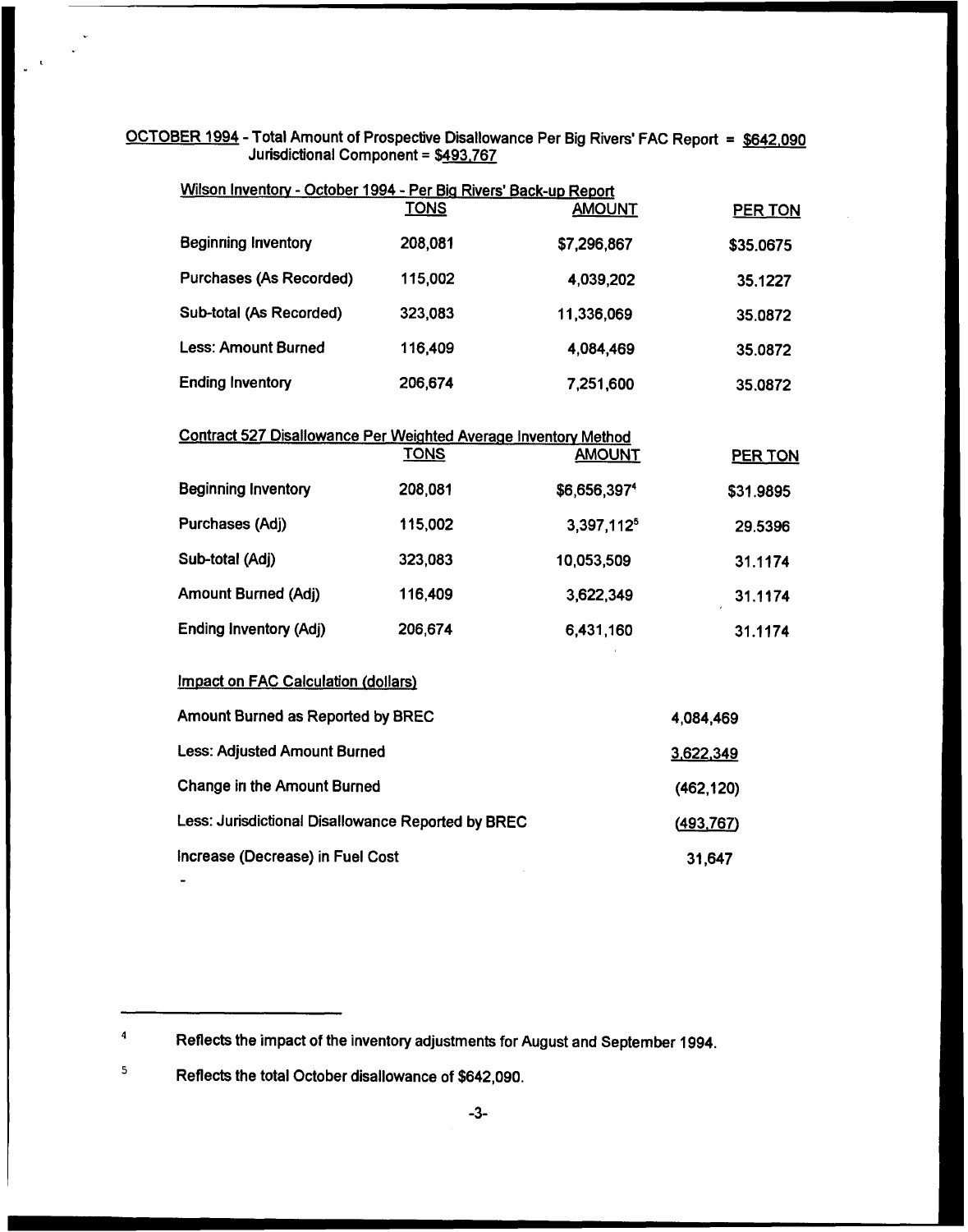OCTOBER 1994 - Total Amount of Prospective Disallowance Per Big Rivers' FAC Report = $642,090
Jurisdictional Component = $493,767

Wilson Inventory - October 1994 - Per Big Rivers' Back-up Report

| | TONS | AMOUNT | PER TON |
|---|---|---|---|
| Beginning Inventory | 208,081 | $7,296,867 | $35.0675 |
| Purchases (As Recorded) | 115,002 | 4,039,202 | 35.1227 |
| Sub-total (As Recorded) | 323,083 | 11,336,069 | 35.0872 |
| Less: Amount Burned | 116,409 | 4,084,469 | 35.0872 |
| Ending Inventory | 206,674 | 7,251,600 | 35.0872 |

Contract 527 Disallowance Per Weighted Average Inventory Method

| | TONS | AMOUNT | PER TON |
|---|---|---|---|
| Beginning Inventory | 208,081 | $6,656,397[4] | $31.9895 |
| Purchases (Adj) | 115,002 | 3,397,112[5] | 29.5396 |
| Sub-total (Adj) | 323,083 | 10,053,509 | 31.1174 |
| Amount Burned (Adj) | 116,409 | 3,622,349 | 31.1174 |
| Ending Inventory (Adj) | 206,674 | 6,431,160 | 31.1174 |

Impact on FAC Calculation (dollars)

| | |
|---|---|
| Amount Burned as Reported by BREC | 4,084,469 |
| Less: Adjusted Amount Burned | 3,622,349 |
| Change in the Amount Burned | (462,120) |
| Less: Jurisdictional Disallowance Reported by BREC | (493,767) |
| Increase (Decrease) in Fuel Cost | 31,647 |

---

[4] Reflects the impact of the inventory adjustments for August and September 1994.

[5] Reflects the total October disallowance of $642,090.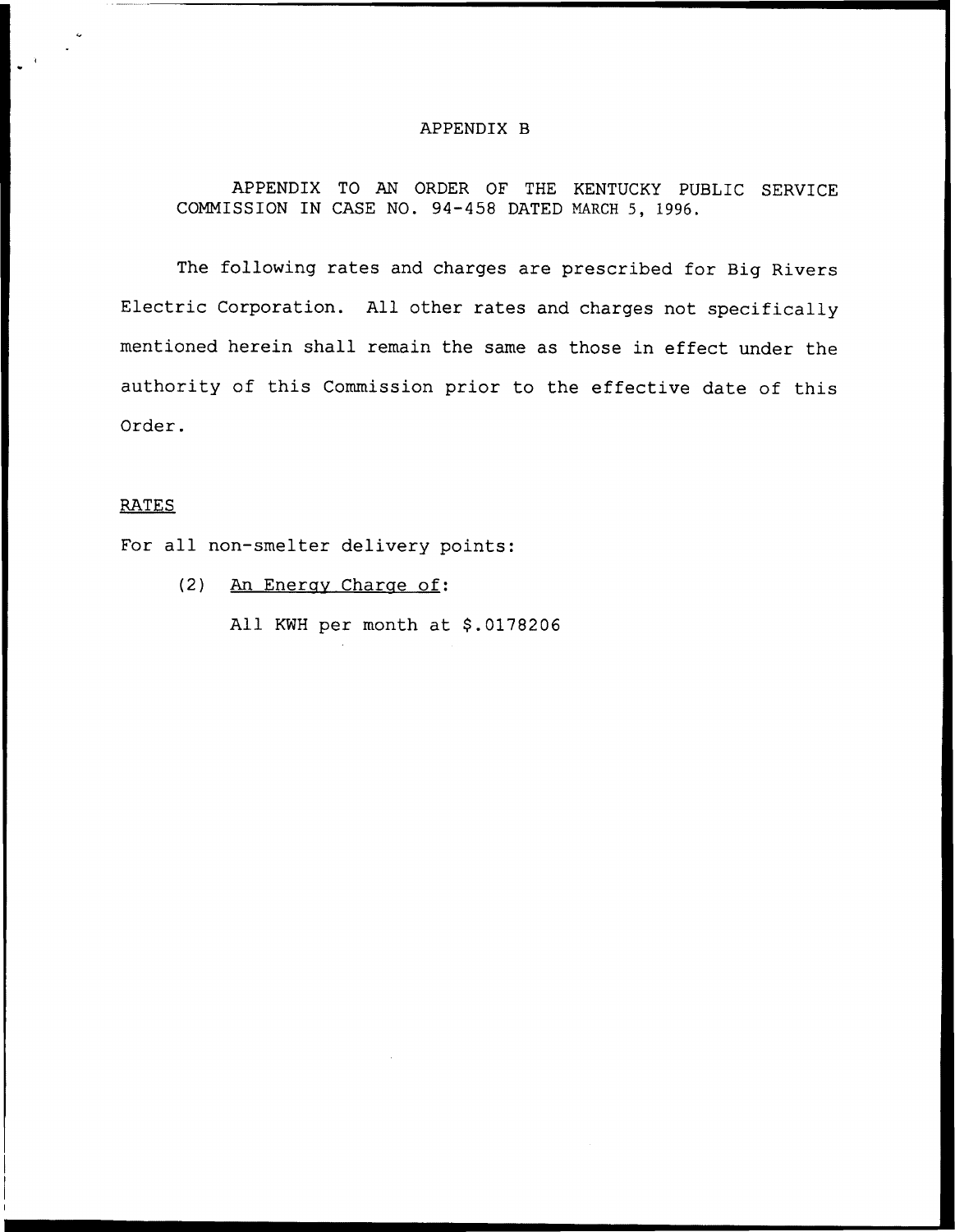# APPENDIX B

APPENDIX TO AN ORDER OF THE KENTUCKY PUBLIC SERVICE COMMISSION IN CASE NO. 94-458 DATED MARCH 5, 1996.

The following rates and charges are prescribed for Big Rivers Electric Corporation. All other rates and charges not specifically mentioned herein shall remain the same as those in effect under the authority of this Commission prior to the effective date of this Order.

<u>RATES</u>

For all non-smelter delivery points:

(2) <u>An Energy Charge of</u>:

All KWH per month at $.0178206